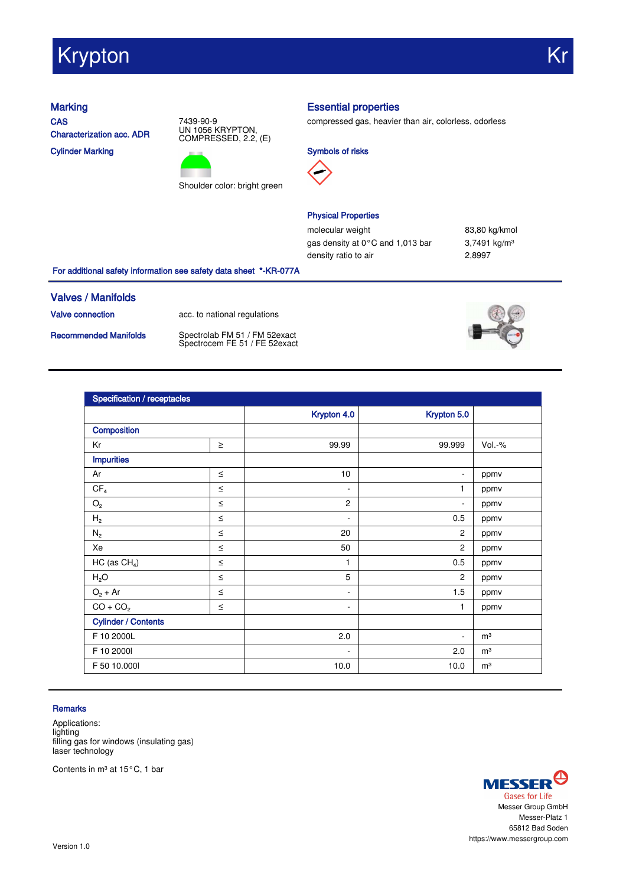# Krypton

Kr

## Marking

**CAS** 7439-90-9

**Characterization acc. ADR** UN 1056 KRYPTON, COMPRESSED, 2.2, (E)

**Cylinder Marking**

Shoulder color: bright green

## Essential properties

compressed gas, heavier than air, colorless, odorless

### Symbols of risks

### Physical Properties

| | |
|---|---|
| molecular weight | 83,80 kg/kmol |
| gas density at 0 °C and 1,013 bar | 3,7491 kg/m³ |
| density ratio to air | 2,8997 |

**For additional safety information see safety data sheet \*-KR-077A**

## Valves / Manifolds

**Valve connection** acc. to national regulations

**Recommended Manifolds** Spectrolab FM 51 / FM 52exact
Spectrocem FE 51 / FE 52exact

| Specification / receptacles | | | | |
|---|---|---|---|---|
| | | Krypton 4.0 | Krypton 5.0 | |
| **Composition** | | | | |
| Kr | ≥ | 99.99 | 99.999 | Vol.-% |
| **Impurities** | | | | |
| Ar | ≤ | 10 | - | ppmv |
| $CF_4$ | ≤ | - | 1 | ppmv |
| $O_2$ | ≤ | 2 | - | ppmv |
| $H_2$ | ≤ | - | 0.5 | ppmv |
| $N_2$ | ≤ | 20 | 2 | ppmv |
| Xe | ≤ | 50 | 2 | ppmv |
| HC (as $CH_4$) | ≤ | 1 | 0.5 | ppmv |
| $H_2O$ | ≤ | 5 | 2 | ppmv |
| $O_2$ + Ar | ≤ | - | 1.5 | ppmv |
| CO + $CO_2$ | ≤ | - | 1 | ppmv |
| **Cylinder / Contents** | | | | |
| F 10 2000L | | 2.0 | - | m³ |
| F 10 2000l | | - | 2.0 | m³ |
| F 50 10.000l | | 10.0 | 10.0 | m³ |

### Remarks

Applications:
lighting
filling gas for windows (insulating gas)
laser technology

Contents in m³ at 15 °C, 1 bar

MESSER
Gases for Life
Messer Group GmbH
Messer-Platz 1
65812 Bad Soden
https://www.messergroup.com

Version 1.0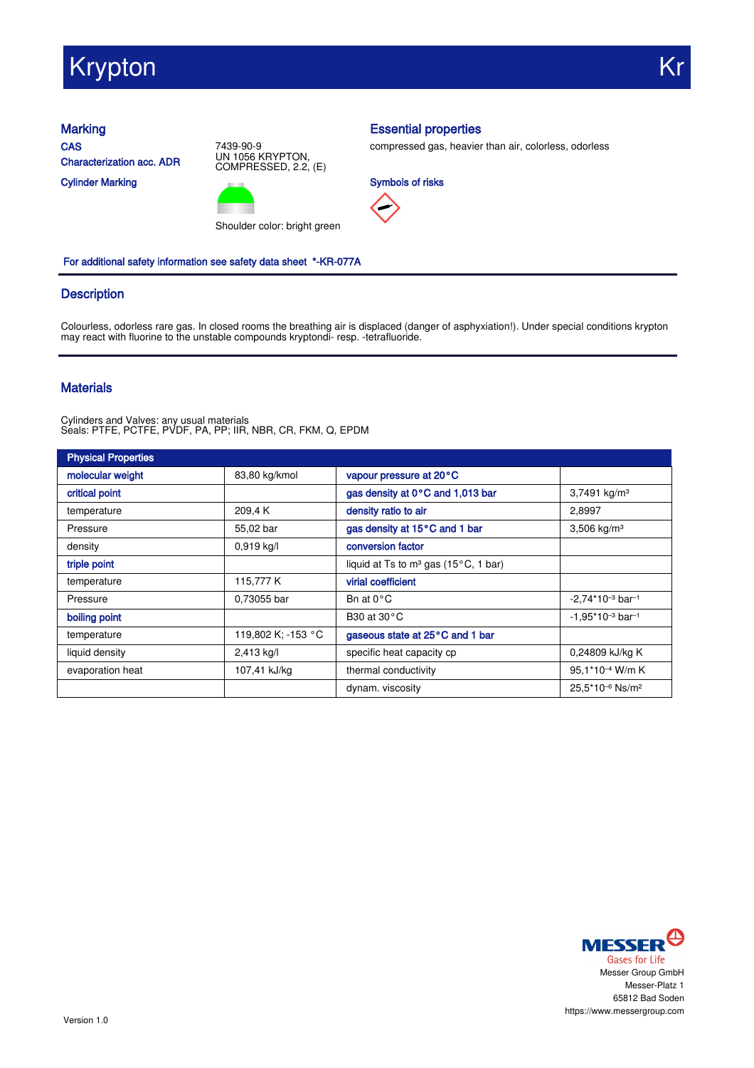# Krypton Kr

## Marking

**CAS** 7439-90-9

**Characterization acc. ADR** UN 1056 KRYPTON, COMPRESSED, 2.2, (E)

**Cylinder Marking**

Shoulder color: bright green

## Essential properties

compressed gas, heavier than air, colorless, odorless

**Symbols of risks**

**For additional safety information see safety data sheet \*-KR-077A**

## Description

Colourless, odorless rare gas. In closed rooms the breathing air is displaced (danger of asphyxiation!). Under special conditions krypton may react with fluorine to the unstable compounds kryptondi- resp. -tetrafluoride.

## Materials

Cylinders and Valves: any usual materials
Seals: PTFE, PCTFE, PVDF, PA, PP; IIR, NBR, CR, FKM, Q, EPDM

| Physical Properties | | | |
|---|---|---|---|
| **molecular weight** | 83,80 kg/kmol | **vapour pressure at 20°C** | |
| **critical point** | | **gas density at 0°C and 1,013 bar** | 3,7491 kg/m³ |
| temperature | 209,4 K | **density ratio to air** | 2,8997 |
| Pressure | 55,02 bar | **gas density at 15°C and 1 bar** | 3,506 kg/m³ |
| density | 0,919 kg/l | **conversion factor** | |
| **triple point** | | liquid at Ts to m³ gas (15°C, 1 bar) | |
| temperature | 115,777 K | **virial coefficient** | |
| Pressure | 0,73055 bar | Bn at 0°C | $-2{,}74 \cdot 10^{-3}$ bar$^{-1}$ |
| **boiling point** | | B30 at 30°C | $-1{,}95 \cdot 10^{-3}$ bar$^{-1}$ |
| temperature | 119,802 K; -153 °C | **gaseous state at 25°C and 1 bar** | |
| liquid density | 2,413 kg/l | specific heat capacity cp | 0,24809 kJ/kg K |
| evaporation heat | 107,41 kJ/kg | thermal conductivity | $95{,}1 \cdot 10^{-4}$ W/m K |
| | | dynam. viscosity | $25{,}5 \cdot 10^{-6}$ Ns/m² |

MESSER
Gases for Life
Messer Group GmbH
Messer-Platz 1
65812 Bad Soden
https://www.messergroup.com

Version 1.0